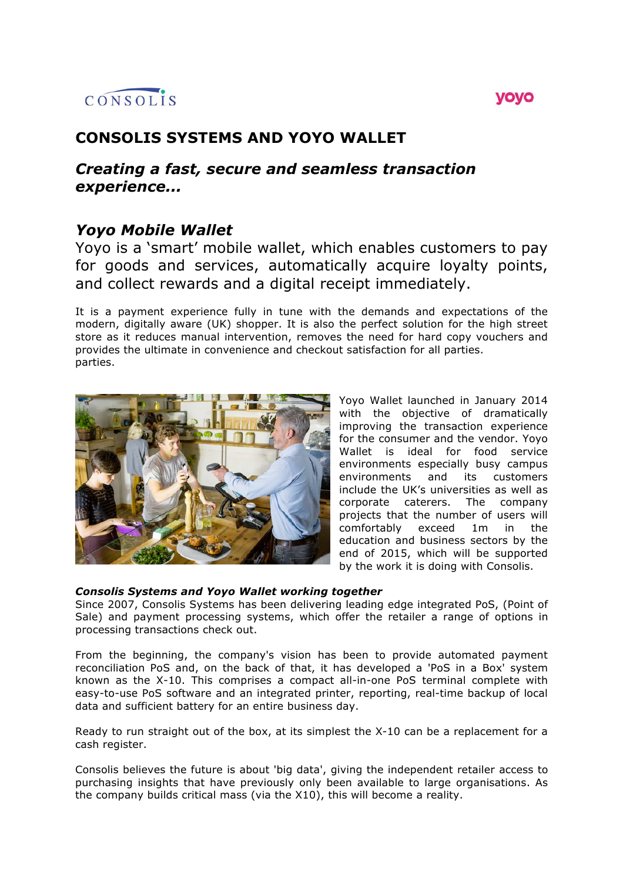CONSOLIS

yoyo

# CONSOLIS SYSTEMS AND YOYO WALLET

## *Creating a fast, secure and seamless transaction experience...*

## *Yoyo Mobile Wallet*

Yoyo is a 'smart' mobile wallet, which enables customers to pay for goods and services, automatically acquire loyalty points, and collect rewards and a digital receipt immediately.

It is a payment experience fully in tune with the demands and expectations of the modern, digitally aware (UK) shopper. It is also the perfect solution for the high street store as it reduces manual intervention, removes the need for hard copy vouchers and provides the ultimate in convenience and checkout satisfaction for all parties.
parties.

Yoyo Wallet launched in January 2014 with the objective of dramatically improving the transaction experience for the consumer and the vendor. Yoyo Wallet is ideal for food service environments especially busy campus environments and its customers include the UK's universities as well as corporate caterers. The company projects that the number of users will comfortably exceed 1m in the education and business sectors by the end of 2015, which will be supported by the work it is doing with Consolis.

***Consolis Systems and Yoyo Wallet working together***

Since 2007, Consolis Systems has been delivering leading edge integrated PoS, (Point of Sale) and payment processing systems, which offer the retailer a range of options in processing transactions check out.

From the beginning, the company's vision has been to provide automated payment reconciliation PoS and, on the back of that, it has developed a 'PoS in a Box' system known as the X-10. This comprises a compact all-in-one PoS terminal complete with easy-to-use PoS software and an integrated printer, reporting, real-time backup of local data and sufficient battery for an entire business day.

Ready to run straight out of the box, at its simplest the X-10 can be a replacement for a cash register.

Consolis believes the future is about 'big data', giving the independent retailer access to purchasing insights that have previously only been available to large organisations. As the company builds critical mass (via the X10), this will become a reality.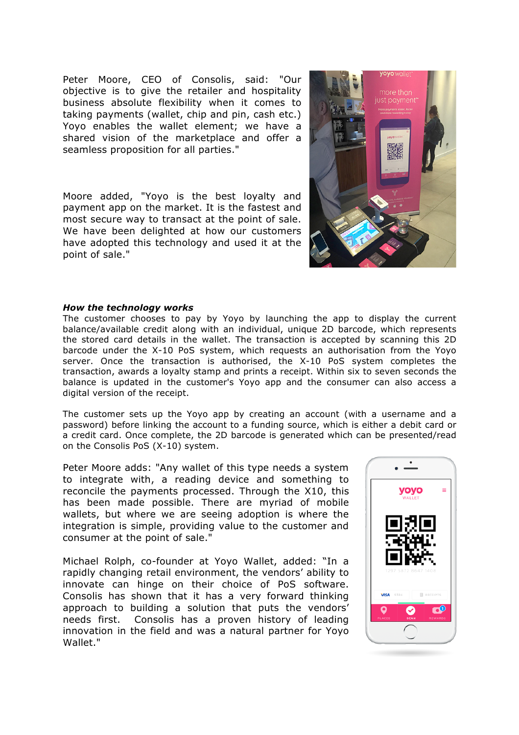Peter Moore, CEO of Consolis, said: "Our objective is to give the retailer and hospitality business absolute flexibility when it comes to taking payments (wallet, chip and pin, cash etc.) Yoyo enables the wallet element; we have a shared vision of the marketplace and offer a seamless proposition for all parties."

Moore added, "Yoyo is the best loyalty and payment app on the market. It is the fastest and most secure way to transact at the point of sale. We have been delighted at how our customers have adopted this technology and used it at the point of sale."

***How the technology works***

The customer chooses to pay by Yoyo by launching the app to display the current balance/available credit along with an individual, unique 2D barcode, which represents the stored card details in the wallet. The transaction is accepted by scanning this 2D barcode under the X-10 PoS system, which requests an authorisation from the Yoyo server. Once the transaction is authorised, the X-10 PoS system completes the transaction, awards a loyalty stamp and prints a receipt. Within six to seven seconds the balance is updated in the customer's Yoyo app and the consumer can also access a digital version of the receipt.

The customer sets up the Yoyo app by creating an account (with a username and a password) before linking the account to a funding source, which is either a debit card or a credit card. Once complete, the 2D barcode is generated which can be presented/read on the Consolis PoS (X-10) system.

Peter Moore adds: "Any wallet of this type needs a system to integrate with, a reading device and something to reconcile the payments processed. Through the X10, this has been made possible. There are myriad of mobile wallets, but where we are seeing adoption is where the integration is simple, providing value to the customer and consumer at the point of sale."

Michael Rolph, co-founder at Yoyo Wallet, added: "In a rapidly changing retail environment, the vendors' ability to innovate can hinge on their choice of PoS software. Consolis has shown that it has a very forward thinking approach to building a solution that puts the vendors' needs first. Consolis has a proven history of leading innovation in the field and was a natural partner for Yoyo Wallet."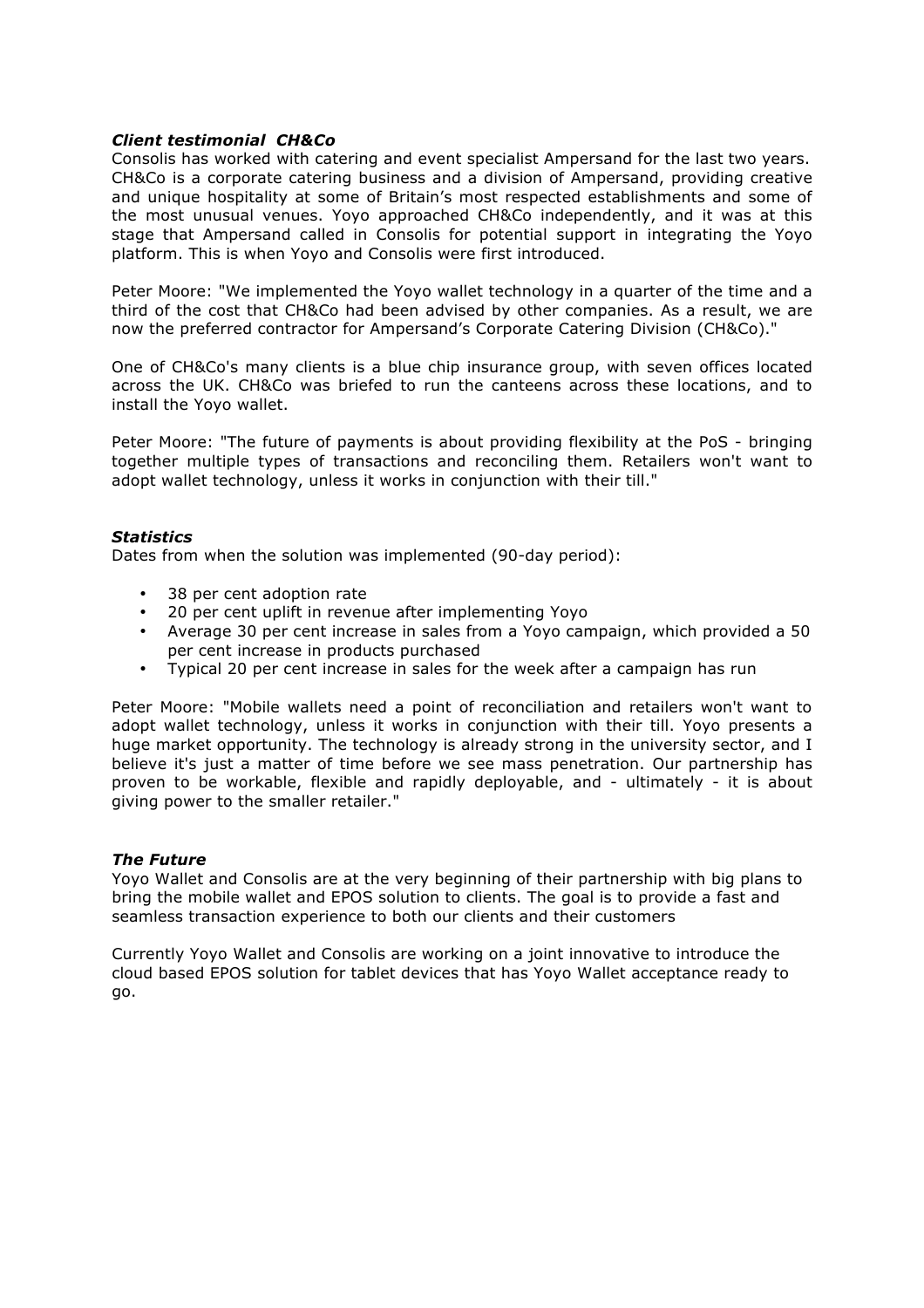***Client testimonial  CH&Co***

Consolis has worked with catering and event specialist Ampersand for the last two years. CH&Co is a corporate catering business and a division of Ampersand, providing creative and unique hospitality at some of Britain's most respected establishments and some of the most unusual venues. Yoyo approached CH&Co independently, and it was at this stage that Ampersand called in Consolis for potential support in integrating the Yoyo platform. This is when Yoyo and Consolis were first introduced.

Peter Moore: "We implemented the Yoyo wallet technology in a quarter of the time and a third of the cost that CH&Co had been advised by other companies. As a result, we are now the preferred contractor for Ampersand's Corporate Catering Division (CH&Co)."

One of CH&Co's many clients is a blue chip insurance group, with seven offices located across the UK. CH&Co was briefed to run the canteens across these locations, and to install the Yoyo wallet.

Peter Moore: "The future of payments is about providing flexibility at the PoS - bringing together multiple types of transactions and reconciling them. Retailers won't want to adopt wallet technology, unless it works in conjunction with their till."

***Statistics***

Dates from when the solution was implemented (90-day period):

- 38 per cent adoption rate
- 20 per cent uplift in revenue after implementing Yoyo
- Average 30 per cent increase in sales from a Yoyo campaign, which provided a 50 per cent increase in products purchased
- Typical 20 per cent increase in sales for the week after a campaign has run

Peter Moore: "Mobile wallets need a point of reconciliation and retailers won't want to adopt wallet technology, unless it works in conjunction with their till. Yoyo presents a huge market opportunity. The technology is already strong in the university sector, and I believe it's just a matter of time before we see mass penetration. Our partnership has proven to be workable, flexible and rapidly deployable, and - ultimately - it is about giving power to the smaller retailer."

***The Future***

Yoyo Wallet and Consolis are at the very beginning of their partnership with big plans to bring the mobile wallet and EPOS solution to clients. The goal is to provide a fast and seamless transaction experience to both our clients and their customers

Currently Yoyo Wallet and Consolis are working on a joint innovative to introduce the cloud based EPOS solution for tablet devices that has Yoyo Wallet acceptance ready to go.